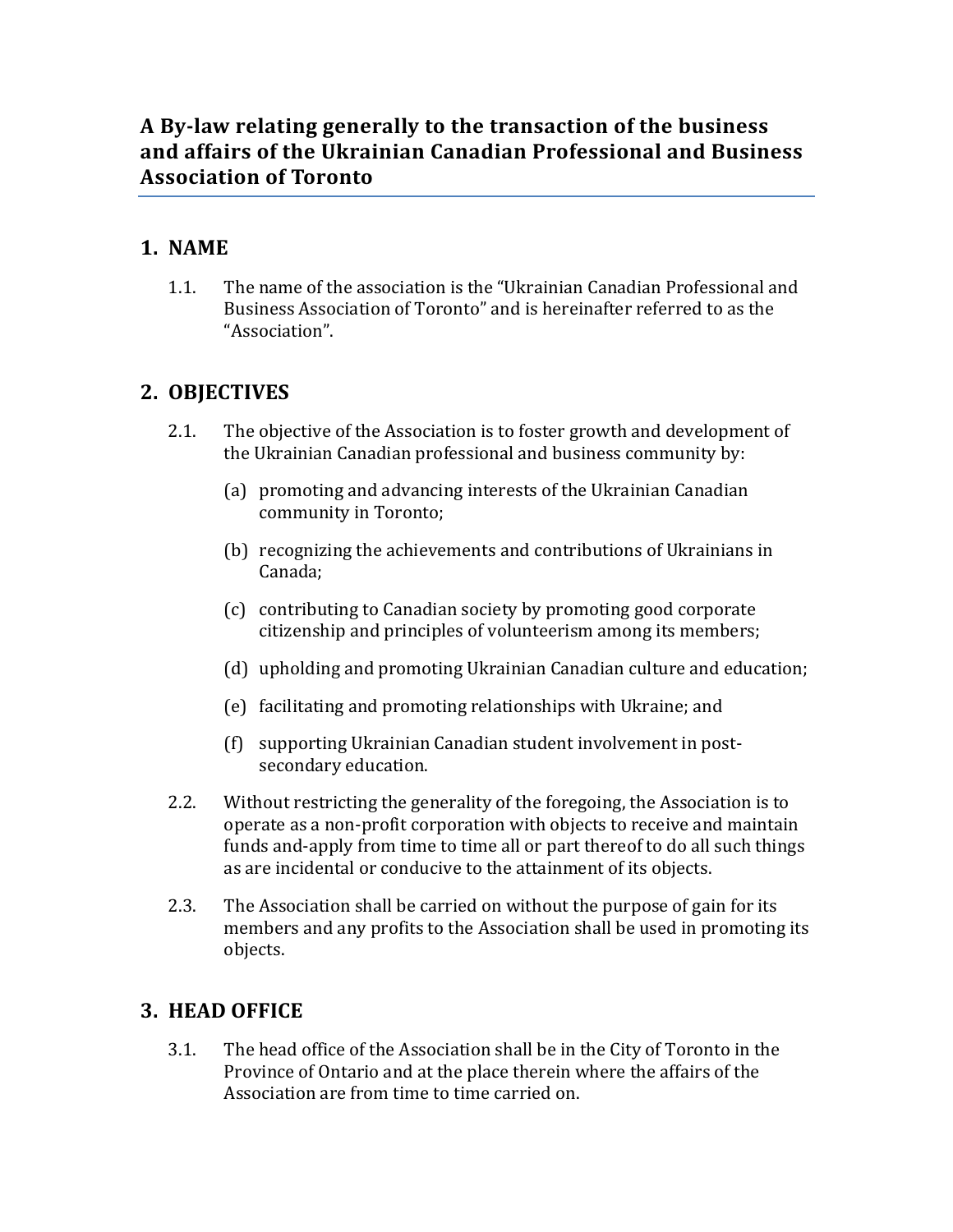# A By-law relating generally to the transaction of the business and affairs of the Ukrainian Canadian Professional and Business Association of Toronto

## 1. NAME

1.1. The name of the association is the "Ukrainian Canadian Professional and Business Association of Toronto" and is hereinafter referred to as the "Association".

## 2. OBJECTIVES

2.1. The objective of the Association is to foster growth and development of the Ukrainian Canadian professional and business community by:

(a) promoting and advancing interests of the Ukrainian Canadian community in Toronto;

(b) recognizing the achievements and contributions of Ukrainians in Canada;

(c) contributing to Canadian society by promoting good corporate citizenship and principles of volunteerism among its members;

(d) upholding and promoting Ukrainian Canadian culture and education;

(e) facilitating and promoting relationships with Ukraine; and

(f) supporting Ukrainian Canadian student involvement in post-secondary education.

2.2. Without restricting the generality of the foregoing, the Association is to operate as a non-profit corporation with objects to receive and maintain funds and-apply from time to time all or part thereof to do all such things as are incidental or conducive to the attainment of its objects.

2.3. The Association shall be carried on without the purpose of gain for its members and any profits to the Association shall be used in promoting its objects.

## 3. HEAD OFFICE

3.1. The head office of the Association shall be in the City of Toronto in the Province of Ontario and at the place therein where the affairs of the Association are from time to time carried on.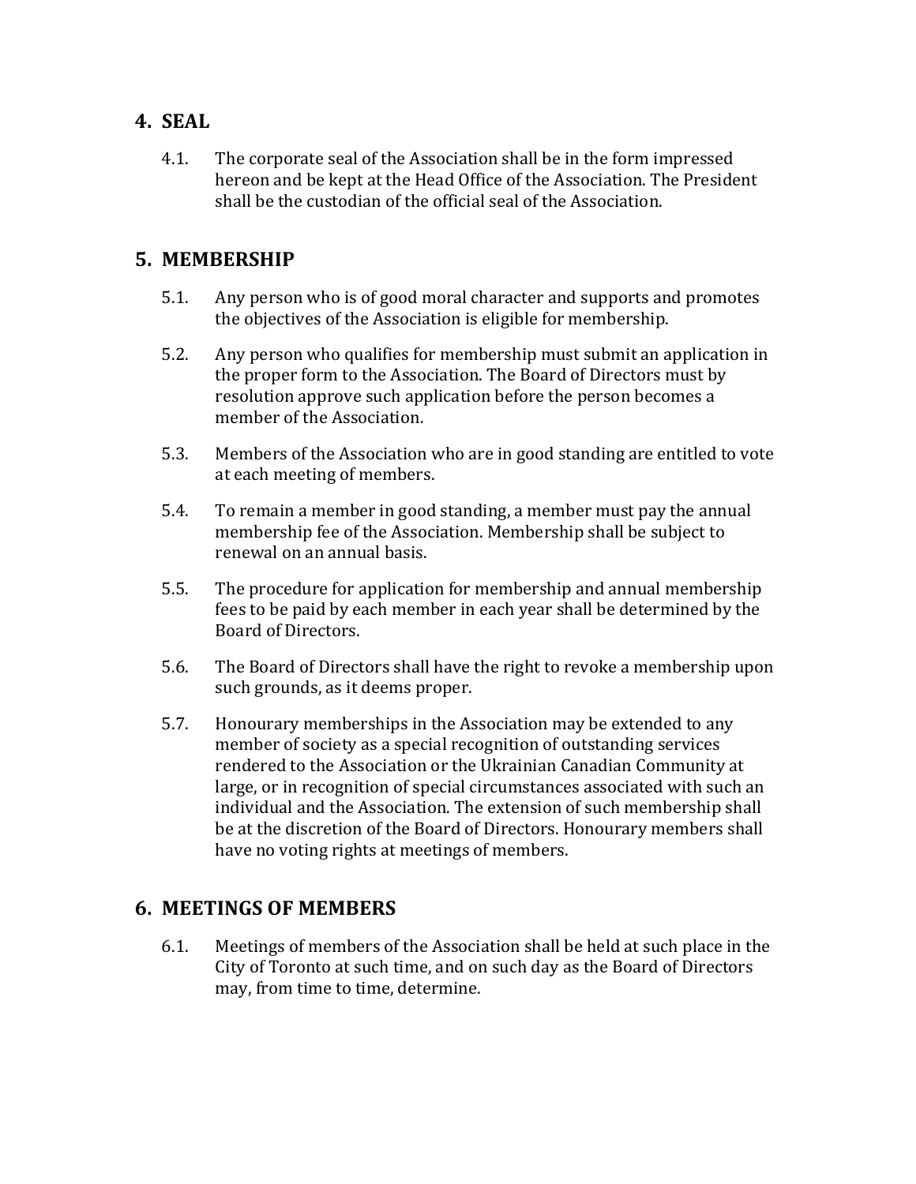## 4. SEAL

4.1. The corporate seal of the Association shall be in the form impressed hereon and be kept at the Head Office of the Association. The President shall be the custodian of the official seal of the Association.

## 5. MEMBERSHIP

5.1. Any person who is of good moral character and supports and promotes the objectives of the Association is eligible for membership.

5.2. Any person who qualifies for membership must submit an application in the proper form to the Association. The Board of Directors must by resolution approve such application before the person becomes a member of the Association.

5.3. Members of the Association who are in good standing are entitled to vote at each meeting of members.

5.4. To remain a member in good standing, a member must pay the annual membership fee of the Association. Membership shall be subject to renewal on an annual basis.

5.5. The procedure for application for membership and annual membership fees to be paid by each member in each year shall be determined by the Board of Directors.

5.6. The Board of Directors shall have the right to revoke a membership upon such grounds, as it deems proper.

5.7. Honourary memberships in the Association may be extended to any member of society as a special recognition of outstanding services rendered to the Association or the Ukrainian Canadian Community at large, or in recognition of special circumstances associated with such an individual and the Association. The extension of such membership shall be at the discretion of the Board of Directors. Honourary members shall have no voting rights at meetings of members.

## 6. MEETINGS OF MEMBERS

6.1. Meetings of members of the Association shall be held at such place in the City of Toronto at such time, and on such day as the Board of Directors may, from time to time, determine.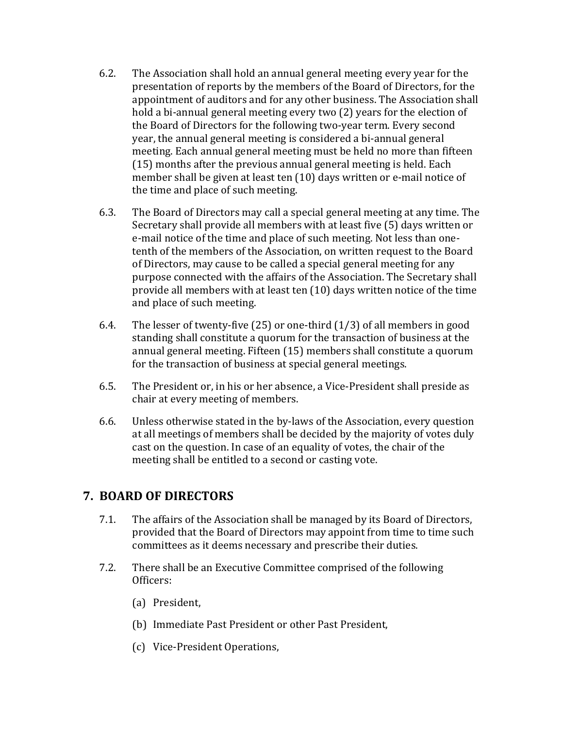6.2. The Association shall hold an annual general meeting every year for the presentation of reports by the members of the Board of Directors, for the appointment of auditors and for any other business. The Association shall hold a bi-annual general meeting every two (2) years for the election of the Board of Directors for the following two-year term. Every second year, the annual general meeting is considered a bi-annual general meeting. Each annual general meeting must be held no more than fifteen (15) months after the previous annual general meeting is held. Each member shall be given at least ten (10) days written or e-mail notice of the time and place of such meeting.

6.3. The Board of Directors may call a special general meeting at any time. The Secretary shall provide all members with at least five (5) days written or e-mail notice of the time and place of such meeting. Not less than one-tenth of the members of the Association, on written request to the Board of Directors, may cause to be called a special general meeting for any purpose connected with the affairs of the Association. The Secretary shall provide all members with at least ten (10) days written notice of the time and place of such meeting.

6.4. The lesser of twenty-five (25) or one-third (1/3) of all members in good standing shall constitute a quorum for the transaction of business at the annual general meeting. Fifteen (15) members shall constitute a quorum for the transaction of business at special general meetings.

6.5. The President or, in his or her absence, a Vice-President shall preside as chair at every meeting of members.

6.6. Unless otherwise stated in the by-laws of the Association, every question at all meetings of members shall be decided by the majority of votes duly cast on the question. In case of an equality of votes, the chair of the meeting shall be entitled to a second or casting vote.

## 7. BOARD OF DIRECTORS

7.1. The affairs of the Association shall be managed by its Board of Directors, provided that the Board of Directors may appoint from time to time such committees as it deems necessary and prescribe their duties.

7.2. There shall be an Executive Committee comprised of the following Officers:

(a) President,

(b) Immediate Past President or other Past President,

(c) Vice-President Operations,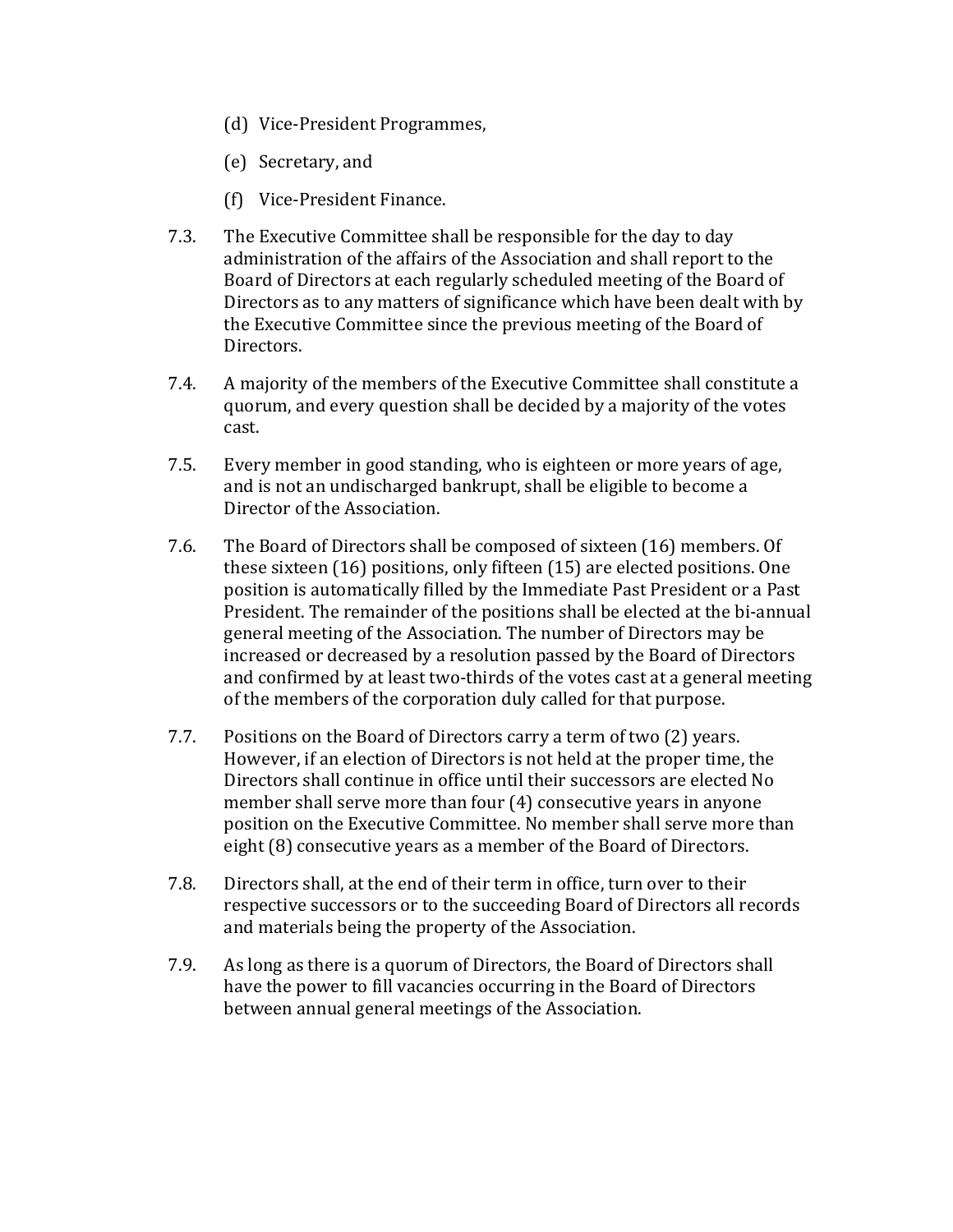(d) Vice-President Programmes,

(e) Secretary, and

(f) Vice-President Finance.

7.3. The Executive Committee shall be responsible for the day to day administration of the affairs of the Association and shall report to the Board of Directors at each regularly scheduled meeting of the Board of Directors as to any matters of significance which have been dealt with by the Executive Committee since the previous meeting of the Board of Directors.

7.4. A majority of the members of the Executive Committee shall constitute a quorum, and every question shall be decided by a majority of the votes cast.

7.5. Every member in good standing, who is eighteen or more years of age, and is not an undischarged bankrupt, shall be eligible to become a Director of the Association.

7.6. The Board of Directors shall be composed of sixteen (16) members. Of these sixteen (16) positions, only fifteen (15) are elected positions. One position is automatically filled by the Immediate Past President or a Past President. The remainder of the positions shall be elected at the bi-annual general meeting of the Association. The number of Directors may be increased or decreased by a resolution passed by the Board of Directors and confirmed by at least two-thirds of the votes cast at a general meeting of the members of the corporation duly called for that purpose.

7.7. Positions on the Board of Directors carry a term of two (2) years. However, if an election of Directors is not held at the proper time, the Directors shall continue in office until their successors are elected No member shall serve more than four (4) consecutive years in anyone position on the Executive Committee. No member shall serve more than eight (8) consecutive years as a member of the Board of Directors.

7.8. Directors shall, at the end of their term in office, turn over to their respective successors or to the succeeding Board of Directors all records and materials being the property of the Association.

7.9. As long as there is a quorum of Directors, the Board of Directors shall have the power to fill vacancies occurring in the Board of Directors between annual general meetings of the Association.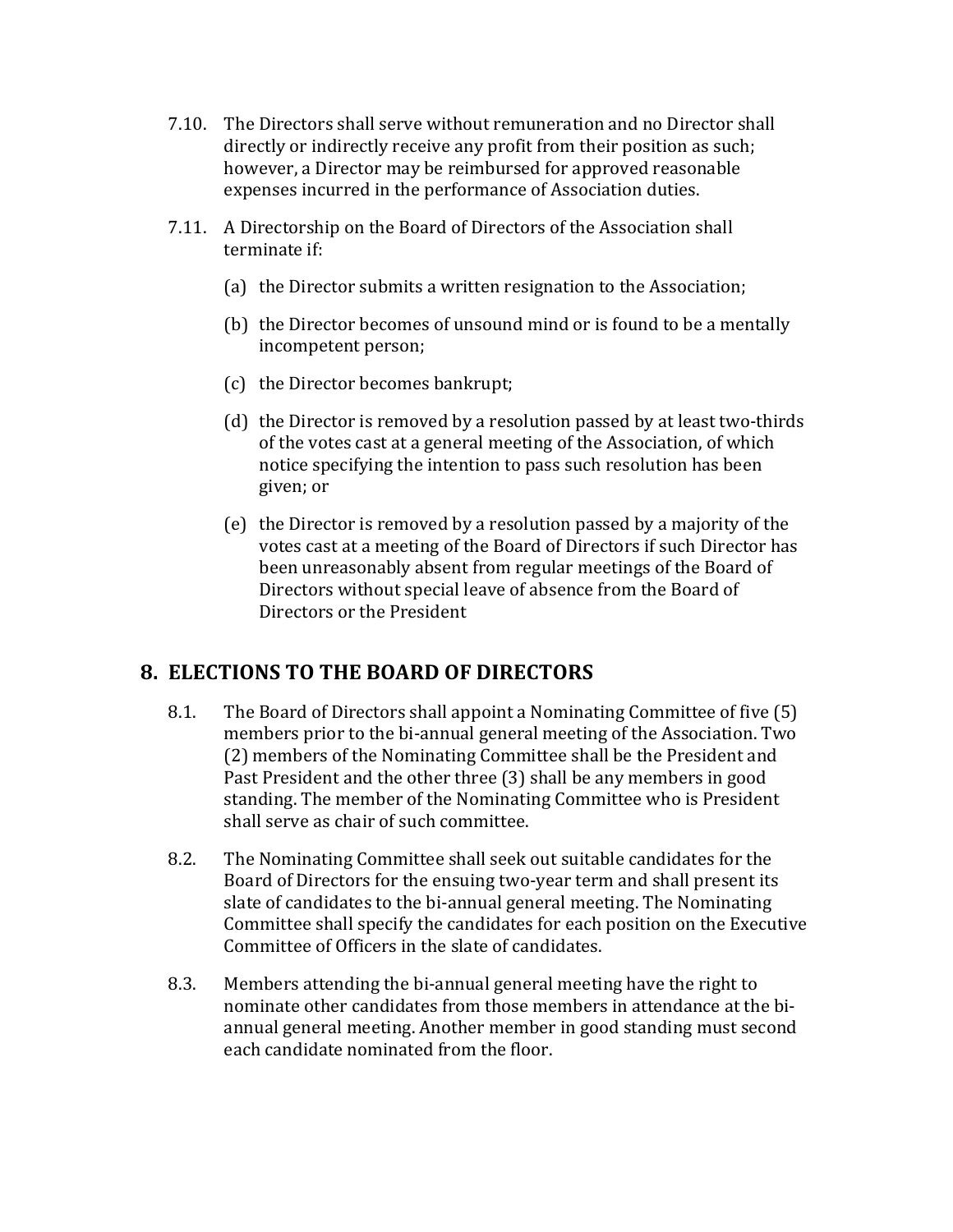7.10. The Directors shall serve without remuneration and no Director shall directly or indirectly receive any profit from their position as such; however, a Director may be reimbursed for approved reasonable expenses incurred in the performance of Association duties.

7.11. A Directorship on the Board of Directors of the Association shall terminate if:

(a) the Director submits a written resignation to the Association;

(b) the Director becomes of unsound mind or is found to be a mentally incompetent person;

(c) the Director becomes bankrupt;

(d) the Director is removed by a resolution passed by at least two-thirds of the votes cast at a general meeting of the Association, of which notice specifying the intention to pass such resolution has been given; or

(e) the Director is removed by a resolution passed by a majority of the votes cast at a meeting of the Board of Directors if such Director has been unreasonably absent from regular meetings of the Board of Directors without special leave of absence from the Board of Directors or the President

## 8. ELECTIONS TO THE BOARD OF DIRECTORS

8.1. The Board of Directors shall appoint a Nominating Committee of five (5) members prior to the bi-annual general meeting of the Association. Two (2) members of the Nominating Committee shall be the President and Past President and the other three (3) shall be any members in good standing. The member of the Nominating Committee who is President shall serve as chair of such committee.

8.2. The Nominating Committee shall seek out suitable candidates for the Board of Directors for the ensuing two-year term and shall present its slate of candidates to the bi-annual general meeting. The Nominating Committee shall specify the candidates for each position on the Executive Committee of Officers in the slate of candidates.

8.3. Members attending the bi-annual general meeting have the right to nominate other candidates from those members in attendance at the bi-annual general meeting. Another member in good standing must second each candidate nominated from the floor.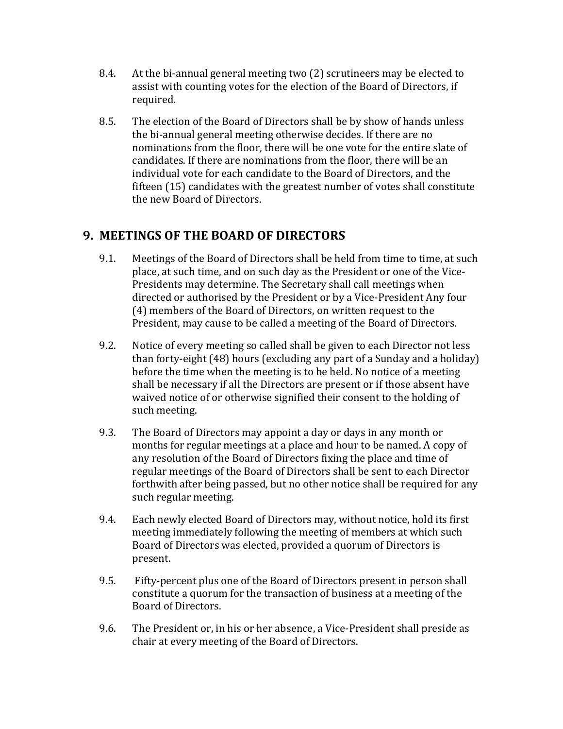8.4. At the bi-annual general meeting two (2) scrutineers may be elected to assist with counting votes for the election of the Board of Directors, if required.

8.5. The election of the Board of Directors shall be by show of hands unless the bi-annual general meeting otherwise decides. If there are no nominations from the floor, there will be one vote for the entire slate of candidates. If there are nominations from the floor, there will be an individual vote for each candidate to the Board of Directors, and the fifteen (15) candidates with the greatest number of votes shall constitute the new Board of Directors.

## 9. MEETINGS OF THE BOARD OF DIRECTORS

9.1. Meetings of the Board of Directors shall be held from time to time, at such place, at such time, and on such day as the President or one of the Vice-Presidents may determine. The Secretary shall call meetings when directed or authorised by the President or by a Vice-President Any four (4) members of the Board of Directors, on written request to the President, may cause to be called a meeting of the Board of Directors.

9.2. Notice of every meeting so called shall be given to each Director not less than forty-eight (48) hours (excluding any part of a Sunday and a holiday) before the time when the meeting is to be held. No notice of a meeting shall be necessary if all the Directors are present or if those absent have waived notice of or otherwise signified their consent to the holding of such meeting.

9.3. The Board of Directors may appoint a day or days in any month or months for regular meetings at a place and hour to be named. A copy of any resolution of the Board of Directors fixing the place and time of regular meetings of the Board of Directors shall be sent to each Director forthwith after being passed, but no other notice shall be required for any such regular meeting.

9.4. Each newly elected Board of Directors may, without notice, hold its first meeting immediately following the meeting of members at which such Board of Directors was elected, provided a quorum of Directors is present.

9.5. Fifty-percent plus one of the Board of Directors present in person shall constitute a quorum for the transaction of business at a meeting of the Board of Directors.

9.6. The President or, in his or her absence, a Vice-President shall preside as chair at every meeting of the Board of Directors.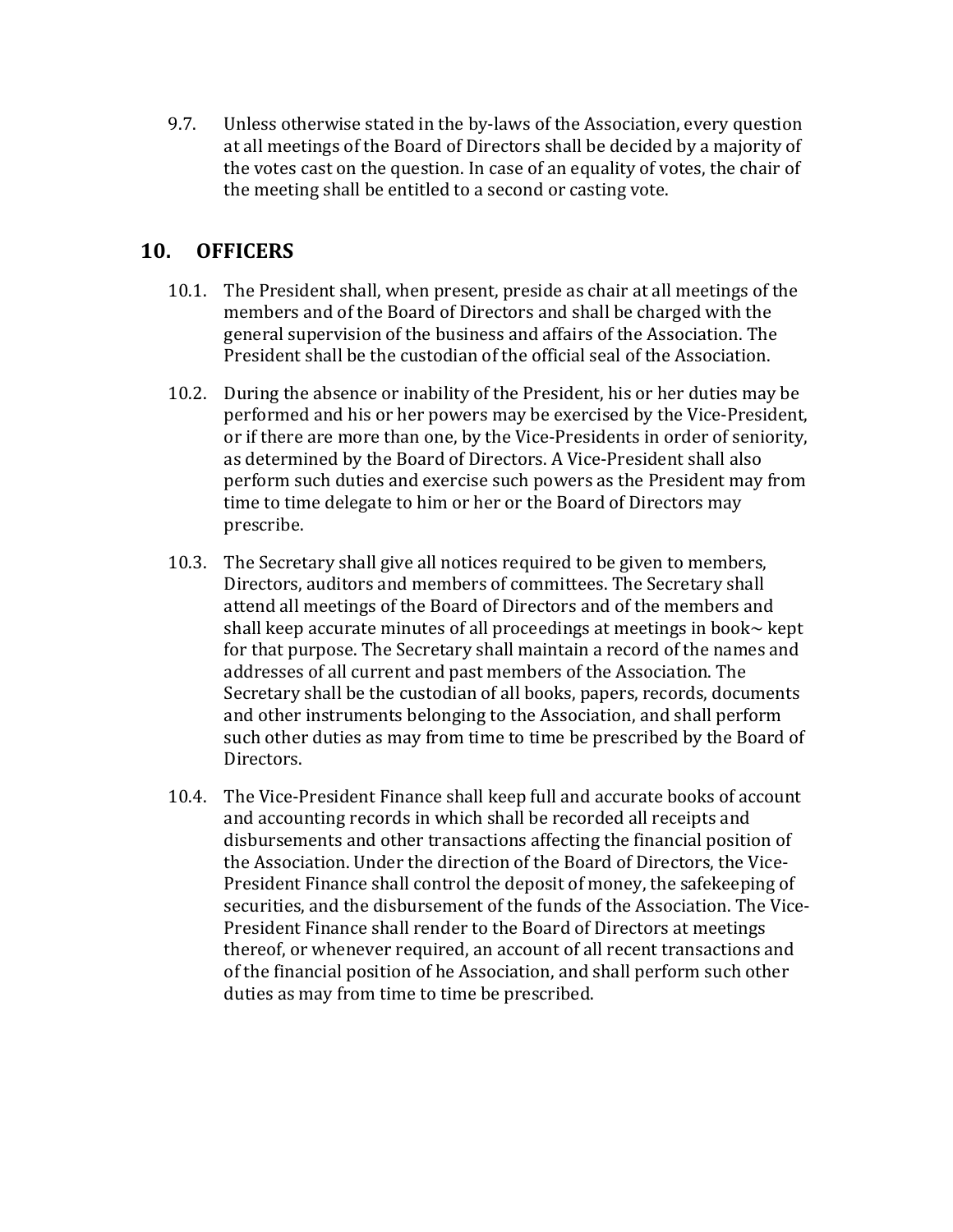9.7. Unless otherwise stated in the by-laws of the Association, every question at all meetings of the Board of Directors shall be decided by a majority of the votes cast on the question. In case of an equality of votes, the chair of the meeting shall be entitled to a second or casting vote.

## 10. OFFICERS

10.1. The President shall, when present, preside as chair at all meetings of the members and of the Board of Directors and shall be charged with the general supervision of the business and affairs of the Association. The President shall be the custodian of the official seal of the Association.

10.2. During the absence or inability of the President, his or her duties may be performed and his or her powers may be exercised by the Vice-President, or if there are more than one, by the Vice-Presidents in order of seniority, as determined by the Board of Directors. A Vice-President shall also perform such duties and exercise such powers as the President may from time to time delegate to him or her or the Board of Directors may prescribe.

10.3. The Secretary shall give all notices required to be given to members, Directors, auditors and members of committees. The Secretary shall attend all meetings of the Board of Directors and of the members and shall keep accurate minutes of all proceedings at meetings in book~ kept for that purpose. The Secretary shall maintain a record of the names and addresses of all current and past members of the Association. The Secretary shall be the custodian of all books, papers, records, documents and other instruments belonging to the Association, and shall perform such other duties as may from time to time be prescribed by the Board of Directors.

10.4. The Vice-President Finance shall keep full and accurate books of account and accounting records in which shall be recorded all receipts and disbursements and other transactions affecting the financial position of the Association. Under the direction of the Board of Directors, the Vice-President Finance shall control the deposit of money, the safekeeping of securities, and the disbursement of the funds of the Association. The Vice-President Finance shall render to the Board of Directors at meetings thereof, or whenever required, an account of all recent transactions and of the financial position of he Association, and shall perform such other duties as may from time to time be prescribed.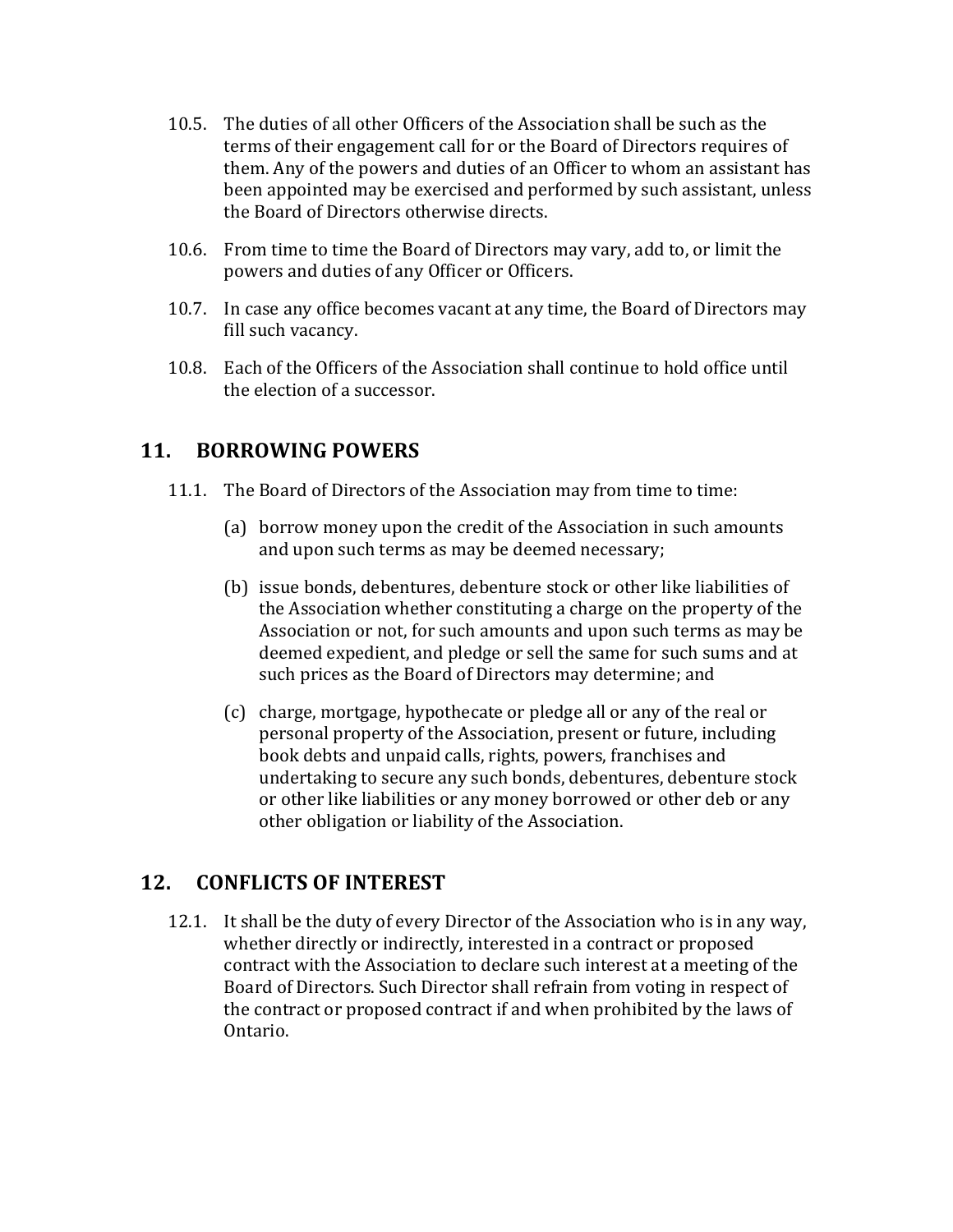10.5. The duties of all other Officers of the Association shall be such as the terms of their engagement call for or the Board of Directors requires of them. Any of the powers and duties of an Officer to whom an assistant has been appointed may be exercised and performed by such assistant, unless the Board of Directors otherwise directs.

10.6. From time to time the Board of Directors may vary, add to, or limit the powers and duties of any Officer or Officers.

10.7. In case any office becomes vacant at any time, the Board of Directors may fill such vacancy.

10.8. Each of the Officers of the Association shall continue to hold office until the election of a successor.

## 11. BORROWING POWERS

11.1. The Board of Directors of the Association may from time to time:

(a) borrow money upon the credit of the Association in such amounts and upon such terms as may be deemed necessary;

(b) issue bonds, debentures, debenture stock or other like liabilities of the Association whether constituting a charge on the property of the Association or not, for such amounts and upon such terms as may be deemed expedient, and pledge or sell the same for such sums and at such prices as the Board of Directors may determine; and

(c) charge, mortgage, hypothecate or pledge all or any of the real or personal property of the Association, present or future, including book debts and unpaid calls, rights, powers, franchises and undertaking to secure any such bonds, debentures, debenture stock or other like liabilities or any money borrowed or other deb or any other obligation or liability of the Association.

## 12. CONFLICTS OF INTEREST

12.1. It shall be the duty of every Director of the Association who is in any way, whether directly or indirectly, interested in a contract or proposed contract with the Association to declare such interest at a meeting of the Board of Directors. Such Director shall refrain from voting in respect of the contract or proposed contract if and when prohibited by the laws of Ontario.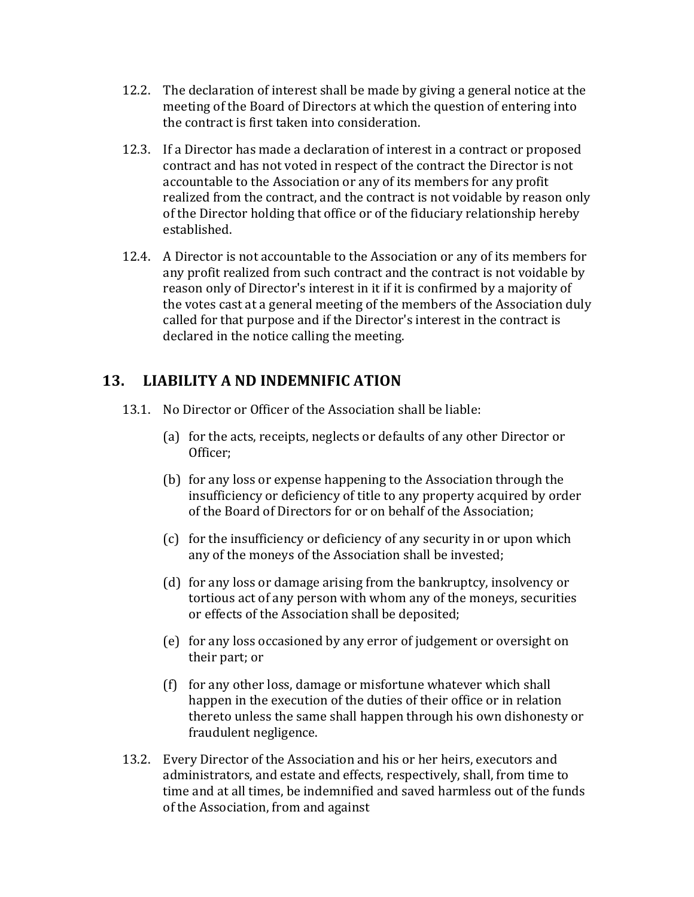12.2. The declaration of interest shall be made by giving a general notice at the meeting of the Board of Directors at which the question of entering into the contract is first taken into consideration.

12.3. If a Director has made a declaration of interest in a contract or proposed contract and has not voted in respect of the contract the Director is not accountable to the Association or any of its members for any profit realized from the contract, and the contract is not voidable by reason only of the Director holding that office or of the fiduciary relationship hereby established.

12.4. A Director is not accountable to the Association or any of its members for any profit realized from such contract and the contract is not voidable by reason only of Director's interest in it if it is confirmed by a majority of the votes cast at a general meeting of the members of the Association duly called for that purpose and if the Director's interest in the contract is declared in the notice calling the meeting.

## 13. LIABILITY A ND INDEMNIFIC ATION

13.1. No Director or Officer of the Association shall be liable:

(a) for the acts, receipts, neglects or defaults of any other Director or Officer;

(b) for any loss or expense happening to the Association through the insufficiency or deficiency of title to any property acquired by order of the Board of Directors for or on behalf of the Association;

(c) for the insufficiency or deficiency of any security in or upon which any of the moneys of the Association shall be invested;

(d) for any loss or damage arising from the bankruptcy, insolvency or tortious act of any person with whom any of the moneys, securities or effects of the Association shall be deposited;

(e) for any loss occasioned by any error of judgement or oversight on their part; or

(f) for any other loss, damage or misfortune whatever which shall happen in the execution of the duties of their office or in relation thereto unless the same shall happen through his own dishonesty or fraudulent negligence.

13.2. Every Director of the Association and his or her heirs, executors and administrators, and estate and effects, respectively, shall, from time to time and at all times, be indemnified and saved harmless out of the funds of the Association, from and against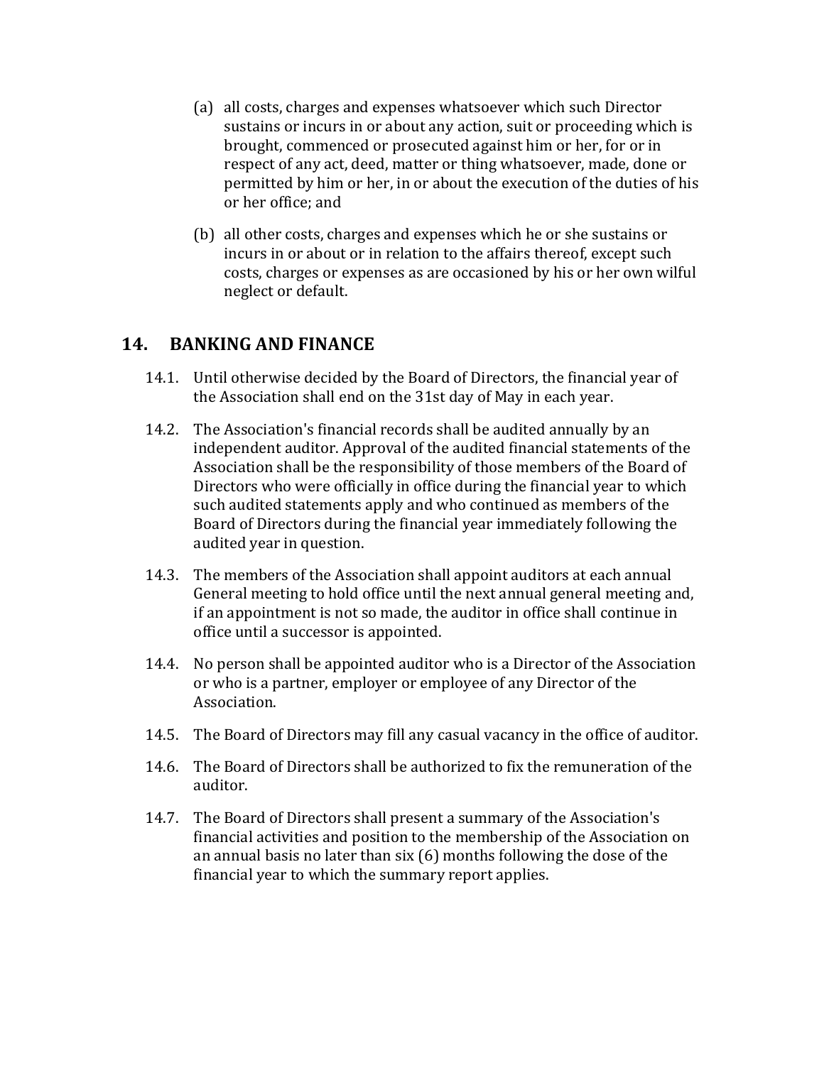(a) all costs, charges and expenses whatsoever which such Director sustains or incurs in or about any action, suit or proceeding which is brought, commenced or prosecuted against him or her, for or in respect of any act, deed, matter or thing whatsoever, made, done or permitted by him or her, in or about the execution of the duties of his or her office; and

(b) all other costs, charges and expenses which he or she sustains or incurs in or about or in relation to the affairs thereof, except such costs, charges or expenses as are occasioned by his or her own wilful neglect or default.

## 14. BANKING AND FINANCE

14.1. Until otherwise decided by the Board of Directors, the financial year of the Association shall end on the 31st day of May in each year.

14.2. The Association's financial records shall be audited annually by an independent auditor. Approval of the audited financial statements of the Association shall be the responsibility of those members of the Board of Directors who were officially in office during the financial year to which such audited statements apply and who continued as members of the Board of Directors during the financial year immediately following the audited year in question.

14.3. The members of the Association shall appoint auditors at each annual General meeting to hold office until the next annual general meeting and, if an appointment is not so made, the auditor in office shall continue in office until a successor is appointed.

14.4. No person shall be appointed auditor who is a Director of the Association or who is a partner, employer or employee of any Director of the Association.

14.5. The Board of Directors may fill any casual vacancy in the office of auditor.

14.6. The Board of Directors shall be authorized to fix the remuneration of the auditor.

14.7. The Board of Directors shall present a summary of the Association's financial activities and position to the membership of the Association on an annual basis no later than six (6) months following the dose of the financial year to which the summary report applies.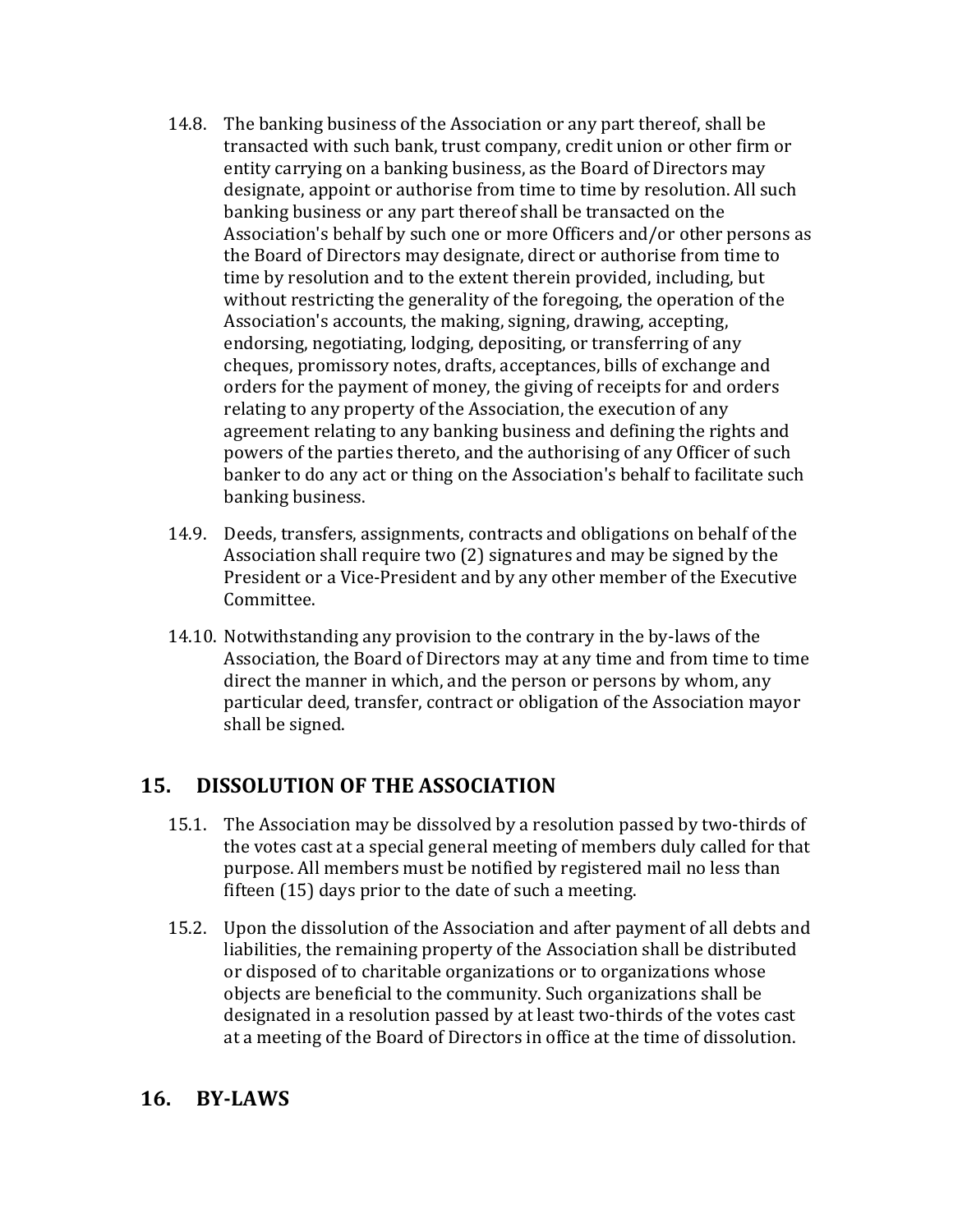14.8. The banking business of the Association or any part thereof, shall be transacted with such bank, trust company, credit union or other firm or entity carrying on a banking business, as the Board of Directors may designate, appoint or authorise from time to time by resolution. All such banking business or any part thereof shall be transacted on the Association's behalf by such one or more Officers and/or other persons as the Board of Directors may designate, direct or authorise from time to time by resolution and to the extent therein provided, including, but without restricting the generality of the foregoing, the operation of the Association's accounts, the making, signing, drawing, accepting, endorsing, negotiating, lodging, depositing, or transferring of any cheques, promissory notes, drafts, acceptances, bills of exchange and orders for the payment of money, the giving of receipts for and orders relating to any property of the Association, the execution of any agreement relating to any banking business and defining the rights and powers of the parties thereto, and the authorising of any Officer of such banker to do any act or thing on the Association's behalf to facilitate such banking business.

14.9. Deeds, transfers, assignments, contracts and obligations on behalf of the Association shall require two (2) signatures and may be signed by the President or a Vice-President and by any other member of the Executive Committee.

14.10. Notwithstanding any provision to the contrary in the by-laws of the Association, the Board of Directors may at any time and from time to time direct the manner in which, and the person or persons by whom, any particular deed, transfer, contract or obligation of the Association mayor shall be signed.

## 15. DISSOLUTION OF THE ASSOCIATION

15.1. The Association may be dissolved by a resolution passed by two-thirds of the votes cast at a special general meeting of members duly called for that purpose. All members must be notified by registered mail no less than fifteen (15) days prior to the date of such a meeting.

15.2. Upon the dissolution of the Association and after payment of all debts and liabilities, the remaining property of the Association shall be distributed or disposed of to charitable organizations or to organizations whose objects are beneficial to the community. Such organizations shall be designated in a resolution passed by at least two-thirds of the votes cast at a meeting of the Board of Directors in office at the time of dissolution.

## 16. BY-LAWS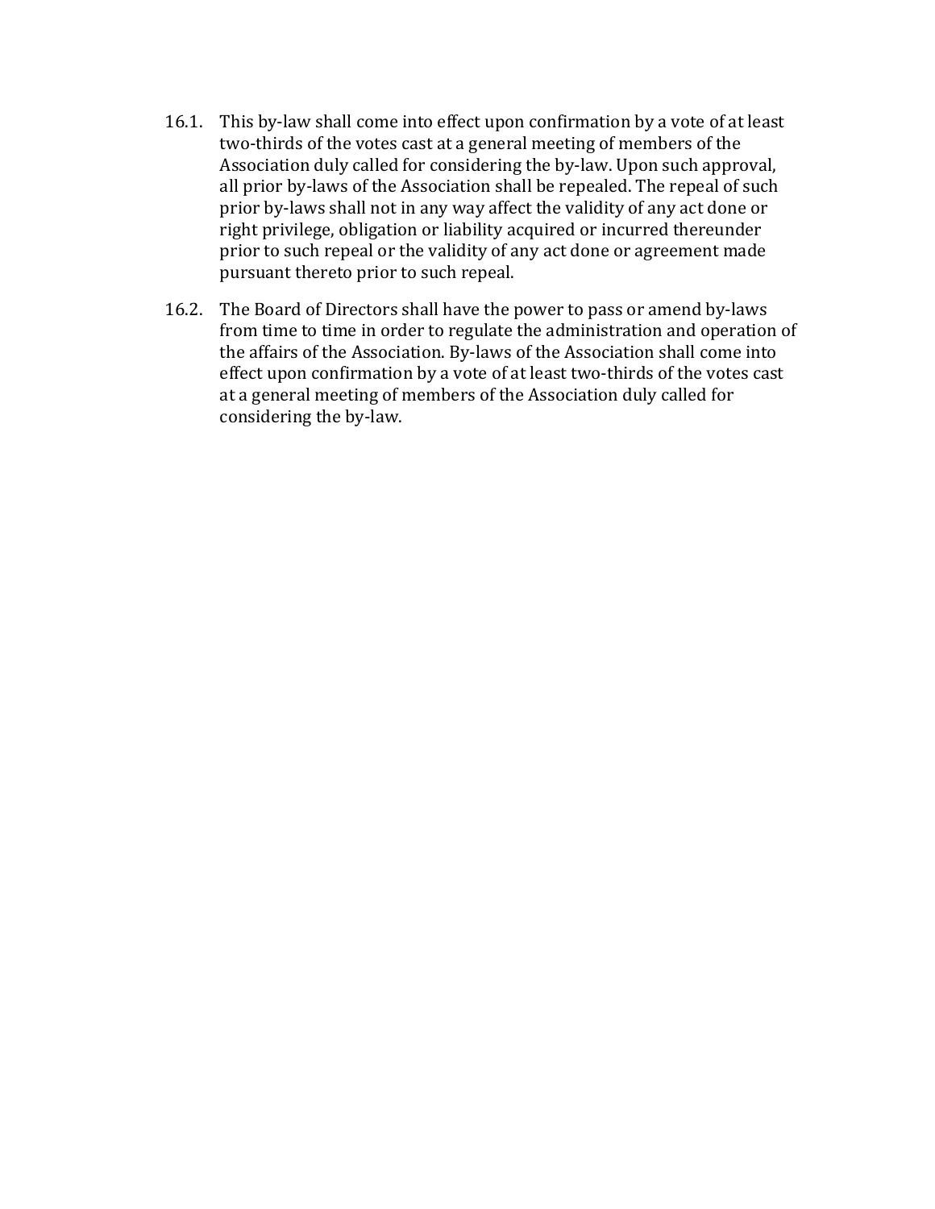16.1. This by-law shall come into effect upon confirmation by a vote of at least two-thirds of the votes cast at a general meeting of members of the Association duly called for considering the by-law. Upon such approval, all prior by-laws of the Association shall be repealed. The repeal of such prior by-laws shall not in any way affect the validity of any act done or right privilege, obligation or liability acquired or incurred thereunder prior to such repeal or the validity of any act done or agreement made pursuant thereto prior to such repeal.

16.2. The Board of Directors shall have the power to pass or amend by-laws from time to time in order to regulate the administration and operation of the affairs of the Association. By-laws of the Association shall come into effect upon confirmation by a vote of at least two-thirds of the votes cast at a general meeting of members of the Association duly called for considering the by-law.